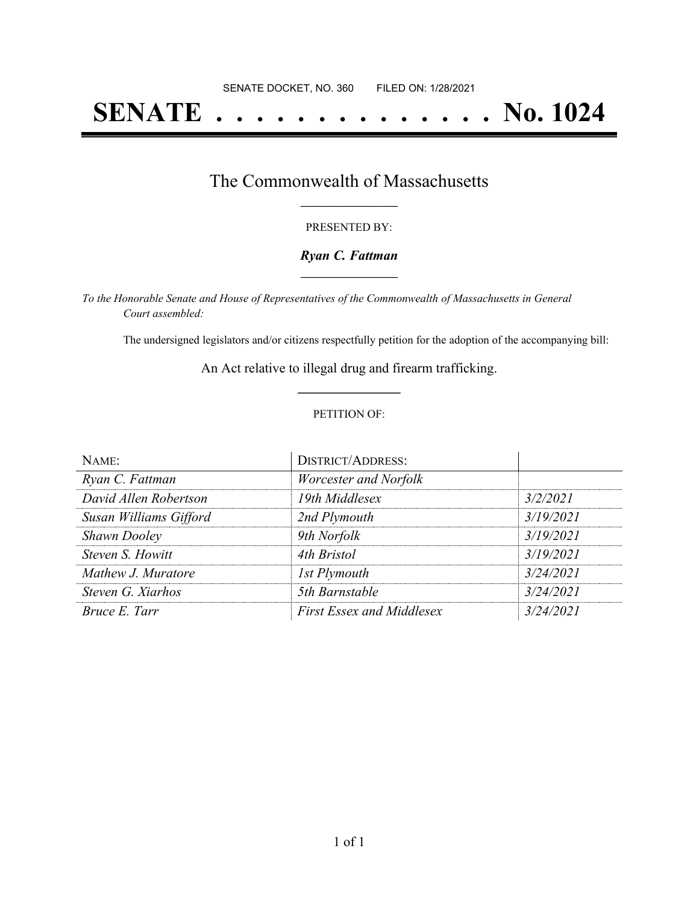SENATE DOCKET, NO. 360        FILED ON: 1/28/2021

# SENATE . . . . . . . . . . . . . . No. 1024

## The Commonwealth of Massachusetts

PRESENTED BY:

***Ryan C. Fattman***

*To the Honorable Senate and House of Representatives of the Commonwealth of Massachusetts in General Court assembled:*

The undersigned legislators and/or citizens respectfully petition for the adoption of the accompanying bill:

An Act relative to illegal drug and firearm trafficking.

PETITION OF:

| NAME: | DISTRICT/ADDRESS: | |
|---|---|---|
| *Ryan C. Fattman* | *Worcester and Norfolk* | |
| *David Allen Robertson* | *19th Middlesex* | *3/2/2021* |
| *Susan Williams Gifford* | *2nd Plymouth* | *3/19/2021* |
| *Shawn Dooley* | *9th Norfolk* | *3/19/2021* |
| *Steven S. Howitt* | *4th Bristol* | *3/19/2021* |
| *Mathew J. Muratore* | *1st Plymouth* | *3/24/2021* |
| *Steven G. Xiarhos* | *5th Barnstable* | *3/24/2021* |
| *Bruce E. Tarr* | *First Essex and Middlesex* | *3/24/2021* |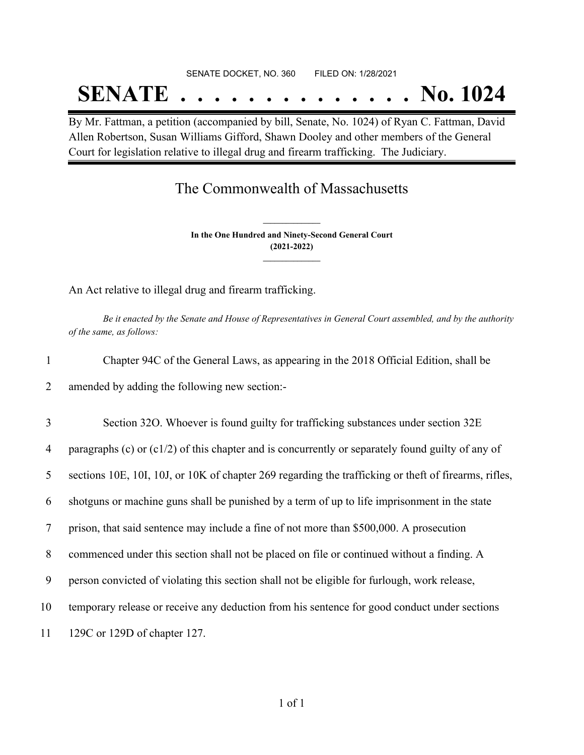SENATE DOCKET, NO. 360 FILED ON: 1/28/2021

# SENATE . . . . . . . . . . . . . . No. 1024

By Mr. Fattman, a petition (accompanied by bill, Senate, No. 1024) of Ryan C. Fattman, David Allen Robertson, Susan Williams Gifford, Shawn Dooley and other members of the General Court for legislation relative to illegal drug and firearm trafficking. The Judiciary.

## The Commonwealth of Massachusetts

**In the One Hundred and Ninety-Second General Court (2021-2022)**

An Act relative to illegal drug and firearm trafficking.

*Be it enacted by the Senate and House of Representatives in General Court assembled, and by the authority of the same, as follows:*

1 Chapter 94C of the General Laws, as appearing in the 2018 Official Edition, shall be
2 amended by adding the following new section:-

3 Section 32O. Whoever is found guilty for trafficking substances under section 32E
4 paragraphs (c) or (c1/2) of this chapter and is concurrently or separately found guilty of any of
5 sections 10E, 10I, 10J, or 10K of chapter 269 regarding the trafficking or theft of firearms, rifles,
6 shotguns or machine guns shall be punished by a term of up to life imprisonment in the state
7 prison, that said sentence may include a fine of not more than $500,000. A prosecution
8 commenced under this section shall not be placed on file or continued without a finding. A
9 person convicted of violating this section shall not be eligible for furlough, work release,
10 temporary release or receive any deduction from his sentence for good conduct under sections
11 129C or 129D of chapter 127.